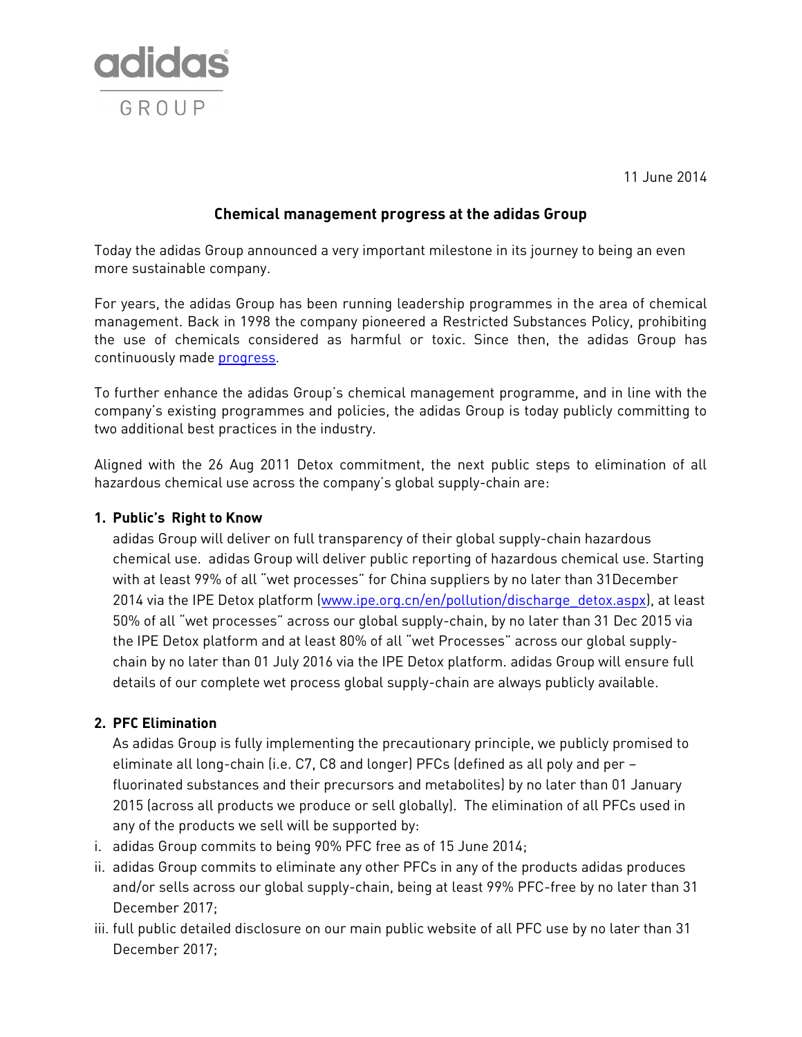adidas GROUP

11 June 2014

## Chemical management progress at the adidas Group

Today the adidas Group announced a very important milestone in its journey to being an even more sustainable company.

For years, the adidas Group has been running leadership programmes in the area of chemical management. Back in 1998 the company pioneered a Restricted Substances Policy, prohibiting the use of chemicals considered as harmful or toxic. Since then, the adidas Group has continuously made progress.

To further enhance the adidas Group's chemical management programme, and in line with the company's existing programmes and policies, the adidas Group is today publicly committing to two additional best practices in the industry.

Aligned with the 26 Aug 2011 Detox commitment, the next public steps to elimination of all hazardous chemical use across the company's global supply-chain are:

**1. Public's Right to Know**

adidas Group will deliver on full transparency of their global supply-chain hazardous chemical use. adidas Group will deliver public reporting of hazardous chemical use. Starting with at least 99% of all "wet processes" for China suppliers by no later than 31December 2014 via the IPE Detox platform (www.ipe.org.cn/en/pollution/discharge_detox.aspx), at least 50% of all "wet processes" across our global supply-chain, by no later than 31 Dec 2015 via the IPE Detox platform and at least 80% of all "wet Processes" across our global supply-chain by no later than 01 July 2016 via the IPE Detox platform. adidas Group will ensure full details of our complete wet process global supply-chain are always publicly available.

**2. PFC Elimination**

As adidas Group is fully implementing the precautionary principle, we publicly promised to eliminate all long-chain (i.e. C7, C8 and longer) PFCs (defined as all poly and per – fluorinated substances and their precursors and metabolites) by no later than 01 January 2015 (across all products we produce or sell globally). The elimination of all PFCs used in any of the products we sell will be supported by:

i. adidas Group commits to being 90% PFC free as of 15 June 2014;

ii. adidas Group commits to eliminate any other PFCs in any of the products adidas produces and/or sells across our global supply-chain, being at least 99% PFC-free by no later than 31 December 2017;

iii. full public detailed disclosure on our main public website of all PFC use by no later than 31 December 2017;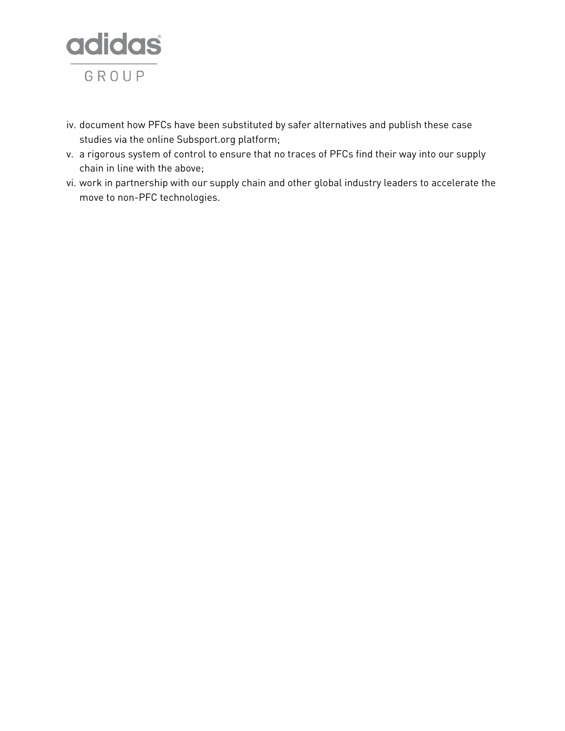iv. document how PFCs have been substituted by safer alternatives and publish these case studies via the online Subsport.org platform;

v. a rigorous system of control to ensure that no traces of PFCs find their way into our supply chain in line with the above;

vi. work in partnership with our supply chain and other global industry leaders to accelerate the move to non-PFC technologies.